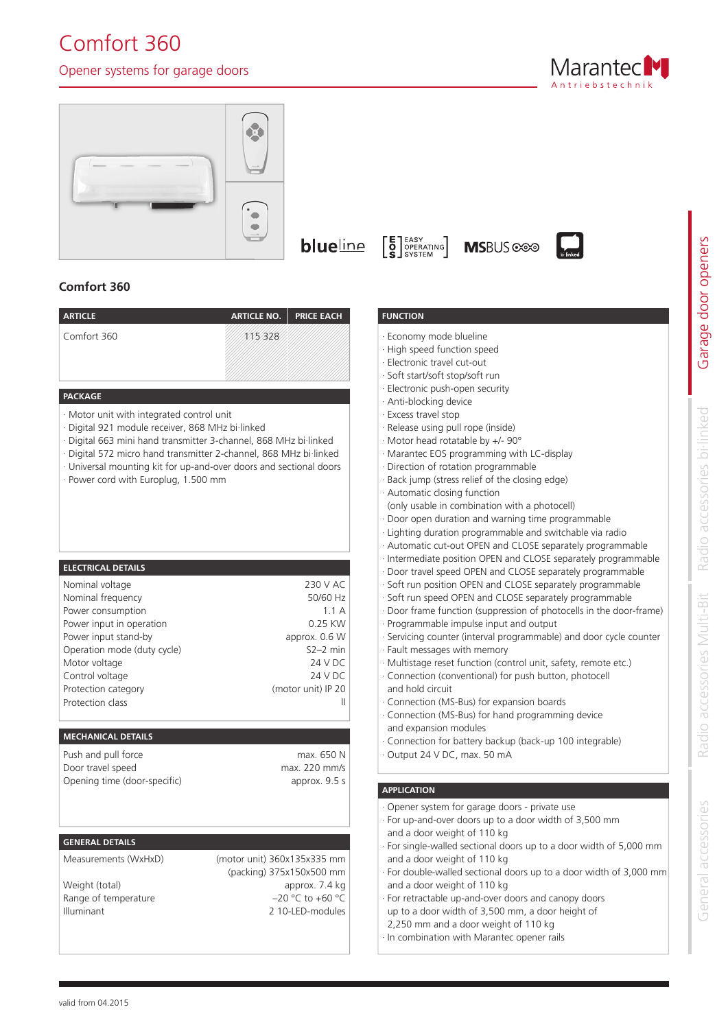# Comfort 360

## Opener systems for garage doors

Marantec Antriebstechnik

blueline | EASY OPERATING SYSTEM | MSBUS | bi·linked

### Comfort 360

| ARTICLE | ARTICLE NO. | PRICE EACH |
|---|---|---|
| Comfort 360 | 115 328 | |

**PACKAGE**

- Motor unit with integrated control unit
- Digital 921 module receiver, 868 MHz bi·linked
- Digital 663 mini hand transmitter 3-channel, 868 MHz bi·linked
- Digital 572 micro hand transmitter 2-channel, 868 MHz bi·linked
- Universal mounting kit for up-and-over doors and sectional doors
- Power cord with Europlug, 1.500 mm

**ELECTRICAL DETAILS**

| | |
|---|---|
| Nominal voltage | 230 V AC |
| Nominal frequency | 50/60 Hz |
| Power consumption | 1.1 A |
| Power input in operation | 0.25 KW |
| Power input stand-by | approx. 0.6 W |
| Operation mode (duty cycle) | S2–2 min |
| Motor voltage | 24 V DC |
| Control voltage | 24 V DC |
| Protection category | (motor unit) IP 20 |
| Protection class | II |

**MECHANICAL DETAILS**

| | |
|---|---|
| Push and pull force | max. 650 N |
| Door travel speed | max. 220 mm/s |
| Opening time (door-specific) | approx. 9.5 s |

**GENERAL DETAILS**

| | |
|---|---|
| Measurements (WxHxD) | (motor unit) 360x135x335 mm<br>(packing) 375x150x500 mm |
| Weight (total) | approx. 7.4 kg |
| Range of temperature | −20 °C to +60 °C |
| Illuminant | 2 10-LED-modules |

**FUNCTION**

- Economy mode blueline
- High speed function speed
- Electronic travel cut-out
- Soft start/soft stop/soft run
- Electronic push-open security
- Anti-blocking device
- Excess travel stop
- Release using pull rope (inside)
- Motor head rotatable by +/- 90°
- Marantec EOS programming with LC-display
- Direction of rotation programmable
- Back jump (stress relief of the closing edge)
- Automatic closing function (only usable in combination with a photocell)
- Door open duration and warning time programmable
- Lighting duration programmable and switchable via radio
- Automatic cut-out OPEN and CLOSE separately programmable
- Intermediate position OPEN and CLOSE separately programmable
- Door travel speed OPEN and CLOSE separately programmable
- Soft run position OPEN and CLOSE separately programmable
- Soft run speed OPEN and CLOSE separately programmable
- Door frame function (suppression of photocells in the door-frame)
- Programmable impulse input and output
- Servicing counter (interval programmable) and door cycle counter
- Fault messages with memory
- Multistage reset function (control unit, safety, remote etc.)
- Connection (conventional) for push button, photocell and hold circuit
- Connection (MS-Bus) for expansion boards
- Connection (MS-Bus) for hand programming device and expansion modules
- Connection for battery backup (back-up 100 integrable)
- Output 24 V DC, max. 50 mA

**APPLICATION**

- Opener system for garage doors - private use
- For up-and-over doors up to a door width of 3,500 mm and a door weight of 110 kg
- For single-walled sectional doors up to a door width of 5,000 mm and a door weight of 110 kg
- For double-walled sectional doors up to a door width of 3,000 mm and a door weight of 110 kg
- For retractable up-and-over doors and canopy doors up to a door width of 3,500 mm, a door height of 2,250 mm and a door weight of 110 kg
- In combination with Marantec opener rails

valid from 04.2015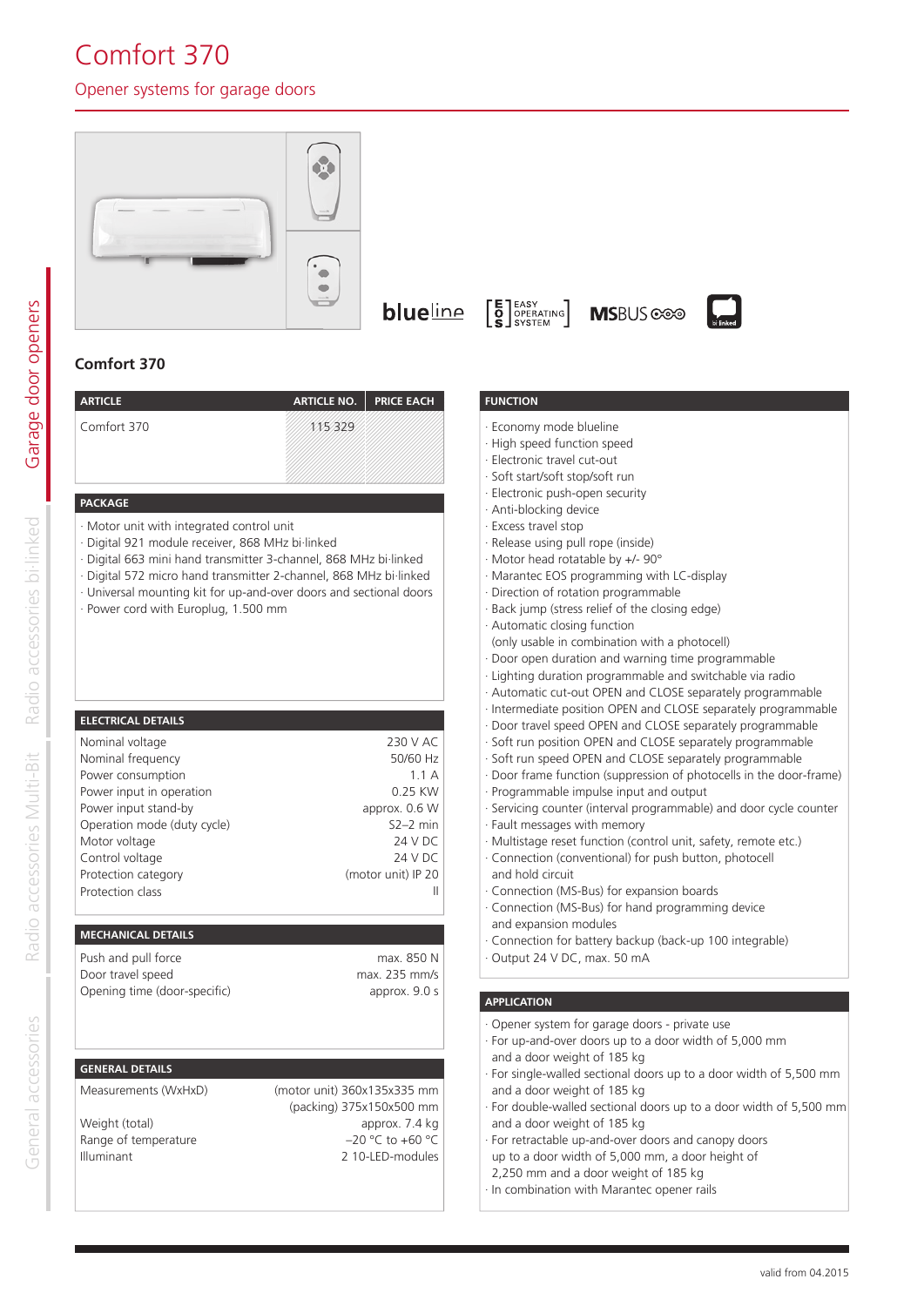# Comfort 370

## Opener systems for garage doors

blueline · EASY OPERATING SYSTEM · MSBUS · bi·linked

### Comfort 370

| ARTICLE | ARTICLE NO. | PRICE EACH |
|---|---|---|
| Comfort 370 | 115 329 | |

**PACKAGE**

- Motor unit with integrated control unit
- Digital 921 module receiver, 868 MHz bi·linked
- Digital 663 mini hand transmitter 3-channel, 868 MHz bi·linked
- Digital 572 micro hand transmitter 2-channel, 868 MHz bi·linked
- Universal mounting kit for up-and-over doors and sectional doors
- Power cord with Europlug, 1.500 mm

**ELECTRICAL DETAILS**

| | |
|---|---|
| Nominal voltage | 230 V AC |
| Nominal frequency | 50/60 Hz |
| Power consumption | 1.1 A |
| Power input in operation | 0.25 KW |
| Power input stand-by | approx. 0.6 W |
| Operation mode (duty cycle) | S2–2 min |
| Motor voltage | 24 V DC |
| Control voltage | 24 V DC |
| Protection category | (motor unit) IP 20 |
| Protection class | II |

**MECHANICAL DETAILS**

| | |
|---|---|
| Push and pull force | max. 850 N |
| Door travel speed | max. 235 mm/s |
| Opening time (door-specific) | approx. 9.0 s |

**GENERAL DETAILS**

| | |
|---|---|
| Measurements (WxHxD) | (motor unit) 360x135x335 mm (packing) 375x150x500 mm |
| Weight (total) | approx. 7.4 kg |
| Range of temperature | −20 °C to +60 °C |
| Illuminant | 2 10-LED-modules |

**FUNCTION**

- Economy mode blueline
- High speed function speed
- Electronic travel cut-out
- Soft start/soft stop/soft run
- Electronic push-open security
- Anti-blocking device
- Excess travel stop
- Release using pull rope (inside)
- Motor head rotatable by +/- 90°
- Marantec EOS programming with LC-display
- Direction of rotation programmable
- Back jump (stress relief of the closing edge)
- Automatic closing function (only usable in combination with a photocell)
- Door open duration and warning time programmable
- Lighting duration programmable and switchable via radio
- Automatic cut-out OPEN and CLOSE separately programmable
- Intermediate position OPEN and CLOSE separately programmable
- Door travel speed OPEN and CLOSE separately programmable
- Soft run position OPEN and CLOSE separately programmable
- Soft run speed OPEN and CLOSE separately programmable
- Door frame function (suppression of photocells in the door-frame)
- Programmable impulse input and output
- Servicing counter (interval programmable) and door cycle counter
- Fault messages with memory
- Multistage reset function (control unit, safety, remote etc.)
- Connection (conventional) for push button, photocell and hold circuit
- Connection (MS-Bus) for expansion boards
- Connection (MS-Bus) for hand programming device and expansion modules
- Connection for battery backup (back-up 100 integrable)
- Output 24 V DC, max. 50 mA

**APPLICATION**

- Opener system for garage doors - private use
- For up-and-over doors up to a door width of 5,000 mm and a door weight of 185 kg
- For single-walled sectional doors up to a door width of 5,500 mm and a door weight of 185 kg
- For double-walled sectional doors up to a door width of 5,500 mm and a door weight of 185 kg
- For retractable up-and-over doors and canopy doors up to a door width of 5,000 mm, a door height of 2,250 mm and a door weight of 185 kg
- In combination with Marantec opener rails

valid from 04.2015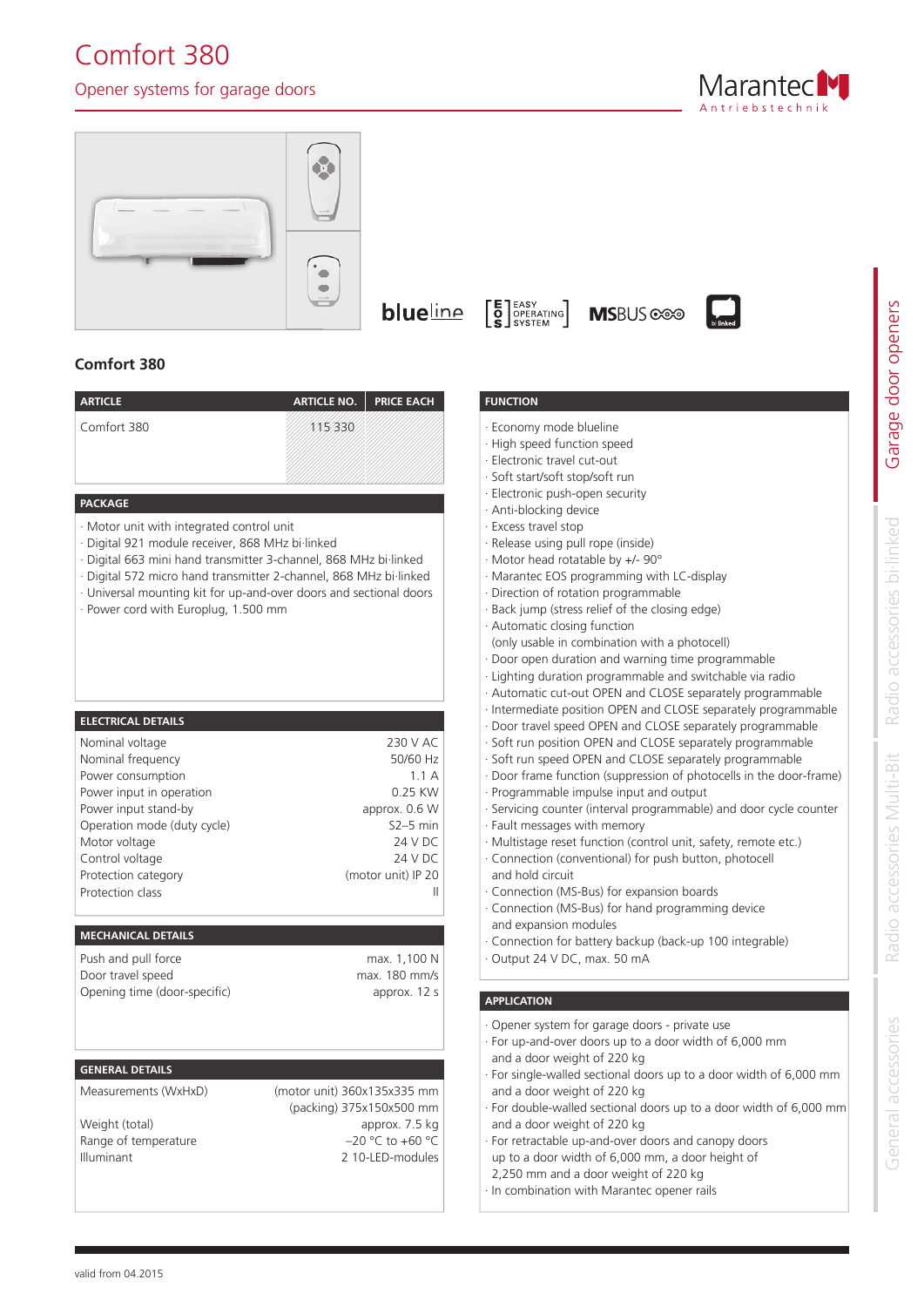# Comfort 380

## Opener systems for garage doors

Marantec Antriebstechnik

blueline · EASY OPERATING SYSTEM · MSBUS · bi·linked

### Comfort 380

| ARTICLE | ARTICLE NO. | PRICE EACH |
| --- | --- | --- |
| Comfort 380 | 115 330 | |

**PACKAGE**

- Motor unit with integrated control unit
- Digital 921 module receiver, 868 MHz bi·linked
- Digital 663 mini hand transmitter 3-channel, 868 MHz bi·linked
- Digital 572 micro hand transmitter 2-channel, 868 MHz bi·linked
- Universal mounting kit for up-and-over doors and sectional doors
- Power cord with Europlug, 1.500 mm

**ELECTRICAL DETAILS**

| | |
| --- | --- |
| Nominal voltage | 230 V AC |
| Nominal frequency | 50/60 Hz |
| Power consumption | 1.1 A |
| Power input in operation | 0.25 KW |
| Power input stand-by | approx. 0.6 W |
| Operation mode (duty cycle) | S2–5 min |
| Motor voltage | 24 V DC |
| Control voltage | 24 V DC |
| Protection category | (motor unit) IP 20 |
| Protection class | II |

**MECHANICAL DETAILS**

| | |
| --- | --- |
| Push and pull force | max. 1,100 N |
| Door travel speed | max. 180 mm/s |
| Opening time (door-specific) | approx. 12 s |

**GENERAL DETAILS**

| | |
| --- | --- |
| Measurements (WxHxD) | (motor unit) 360x135x335 mm (packing) 375x150x500 mm |
| Weight (total) | approx. 7.5 kg |
| Range of temperature | –20 °C to +60 °C |
| Illuminant | 2 10-LED-modules |

**FUNCTION**

- Economy mode blueline
- High speed function speed
- Electronic travel cut-out
- Soft start/soft stop/soft run
- Electronic push-open security
- Anti-blocking device
- Excess travel stop
- Release using pull rope (inside)
- Motor head rotatable by +/- 90°
- Marantec EOS programming with LC-display
- Direction of rotation programmable
- Back jump (stress relief of the closing edge)
- Automatic closing function (only usable in combination with a photocell)
- Door open duration and warning time programmable
- Lighting duration programmable and switchable via radio
- Automatic cut-out OPEN and CLOSE separately programmable
- Intermediate position OPEN and CLOSE separately programmable
- Door travel speed OPEN and CLOSE separately programmable
- Soft run position OPEN and CLOSE separately programmable
- Soft run speed OPEN and CLOSE separately programmable
- Door frame function (suppression of photocells in the door-frame)
- Programmable impulse input and output
- Servicing counter (interval programmable) and door cycle counter
- Fault messages with memory
- Multistage reset function (control unit, safety, remote etc.)
- Connection (conventional) for push button, photocell and hold circuit
- Connection (MS-Bus) for expansion boards
- Connection (MS-Bus) for hand programming device and expansion modules
- Connection for battery backup (back-up 100 integrable)
- Output 24 V DC, max. 50 mA

**APPLICATION**

- Opener system for garage doors - private use
- For up-and-over doors up to a door width of 6,000 mm and a door weight of 220 kg
- For single-walled sectional doors up to a door width of 6,000 mm and a door weight of 220 kg
- For double-walled sectional doors up to a door width of 6,000 mm and a door weight of 220 kg
- For retractable up-and-over doors and canopy doors up to a door width of 6,000 mm, a door height of 2,250 mm and a door weight of 220 kg
- In combination with Marantec opener rails

valid from 04.2015